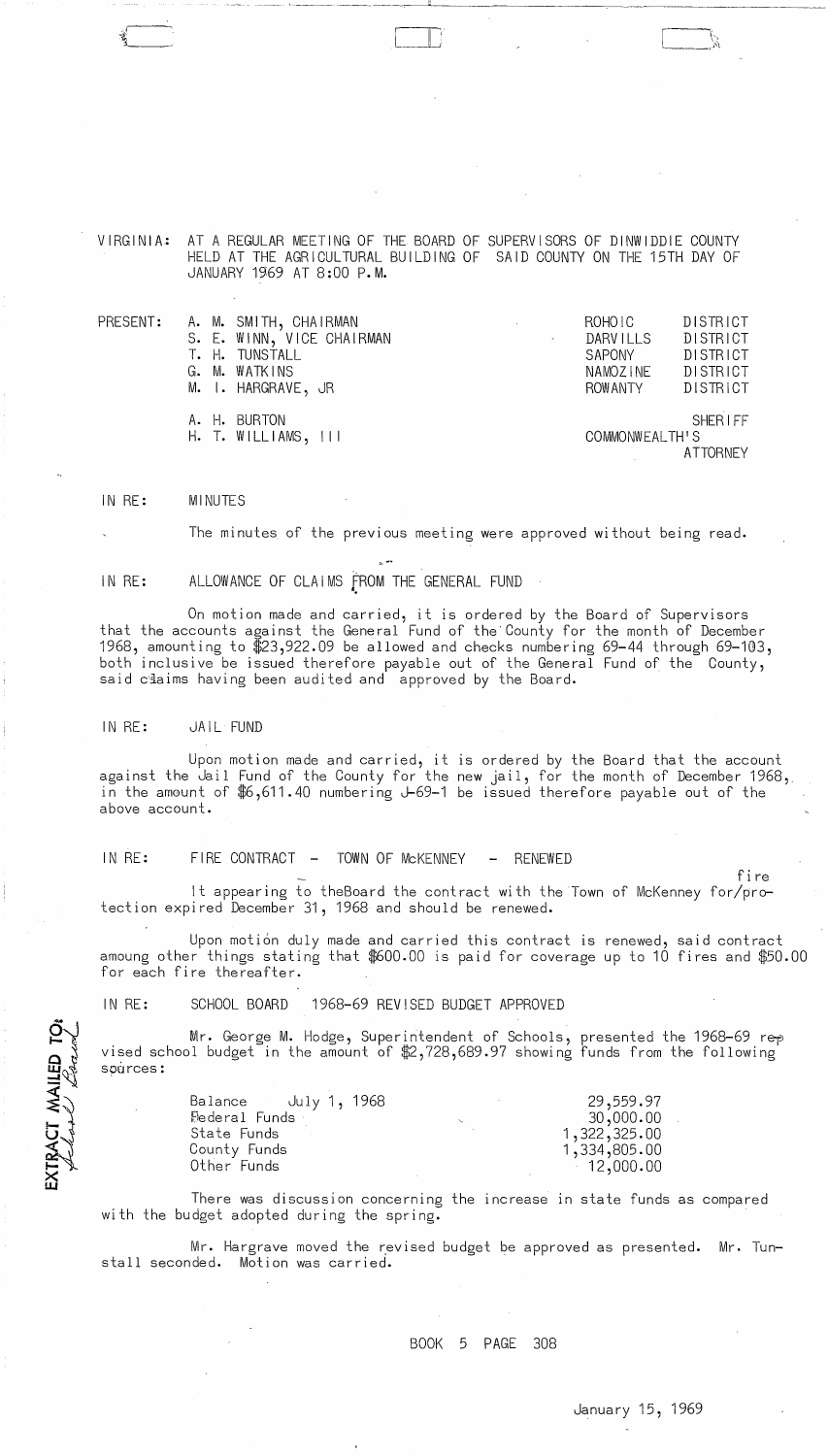VIRGINIA: AT A REGULAR MEETING OF THE BOARD OF SUPERVISORS OF DINWIDDIE COUNTY HELD AT THE AGRICULTURAL BUILDING OF SAID COUNTY ON THE 15TH DAY OF JANUARY 1969 AT 8:00 P.M.

| PRESENT: | | | |
|---|---|---|---|
| | A. M. SMITH, CHAIRMAN | ROHOIC | DISTRICT |
| | S. E. WINN, VICE CHAIRMAN | DARVILLS | DISTRICT |
| | T. H. TUNSTALL | SAPONY | DISTRICT |
| | G. M. WATKINS | NAMOZINE | DISTRICT |
| | M. I. HARGRAVE, JR | ROWANTY | DISTRICT |
| | A. H. BURTON | | SHERIFF |
| | H. T. WILLIAMS, III | COMMONWEALTH'S | ATTORNEY |

IN RE: MINUTES

The minutes of the previous meeting were approved without being read.

IN RE: ALLOWANCE OF CLAIMS FROM THE GENERAL FUND

On motion made and carried, it is ordered by the Board of Supervisors that the accounts against the General Fund of the County for the month of December 1968, amounting to $23,922.09 be allowed and checks numbering 69-44 through 69-103, both inclusive be issued therefore payable out of the General Fund of the County, said claims having been audited and approved by the Board.

IN RE: JAIL FUND

Upon motion made and carried, it is ordered by the Board that the account against the Jail Fund of the County for the new jail, for the month of December 1968, in the amount of $6,611.40 numbering J-69-1 be issued therefore payable out of the above account.

IN RE: FIRE CONTRACT - TOWN OF McKENNEY - RENEWED

It appearing to theBoard the contract with the Town of McKenney for fire protection expired December 31, 1968 and should be renewed.

Upon motion duly made and carried this contract is renewed, said contract amoung other things stating that $600.00 is paid for coverage up to 10 fires and $50.00 for each fire thereafter.

IN RE: SCHOOL BOARD 1968-69 REVISED BUDGET APPROVED

EXTRACT MAILED TO: School Board

Mr. George M. Hodge, Superintendent of Schools, presented the 1968-69 revised school budget in the amount of $2,728,689.97 showing funds from the following sources:

| | |
|---|---|
| Balance July 1, 1968 | 29,559.97 |
| Federal Funds | 30,000.00 |
| State Funds | 1,322,325.00 |
| County Funds | 1,334,805.00 |
| Other Funds | 12,000.00 |

There was discussion concerning the increase in state funds as compared with the budget adopted during the spring.

Mr. Hargrave moved the revised budget be approved as presented. Mr. Tunstall seconded. Motion was carried.

BOOK 5 PAGE 308

January 15, 1969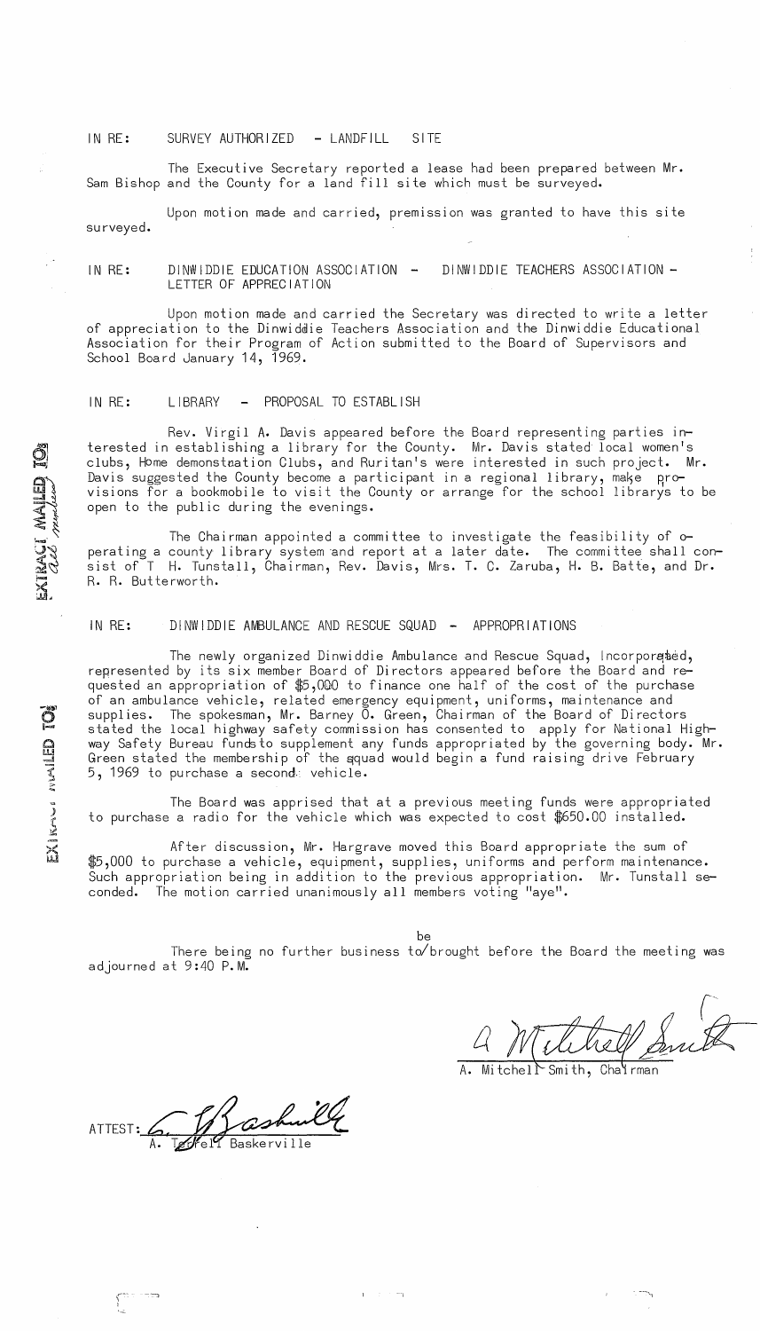IN RE: SURVEY AUTHORIZED - LANDFILL SITE

The Executive Secretary reported a lease had been prepared between Mr. Sam Bishop and the County for a land fill site which must be surveyed.

Upon motion made and carried, premission was granted to have this site surveyed.

IN RE: DINWIDDIE EDUCATION ASSOCIATION - DINWIDDIE TEACHERS ASSOCIATION - LETTER OF APPRECIATION

Upon motion made and carried the Secretary was directed to write a letter of appreciation to the Dinwiddie Teachers Association and the Dinwiddie Educational Association for their Program of Action submitted to the Board of Supervisors and School Board January 14, 1969.

IN RE: LIBRARY - PROPOSAL TO ESTABLISH

Rev. Virgil A. Davis appeared before the Board representing parties interested in establishing a library for the County. Mr. Davis stated local women's clubs, Home demonstration Clubs, and Ruritan's were interested in such project. Mr. Davis suggested the County become a participant in a regional library, make provisions for a bookmobile to visit the County or arrange for the school librarys to be open to the public during the evenings.

The Chairman appointed a committee to investigate the feasibility of operating a county library system and report at a later date. The committee shall consist of T H. Tunstall, Chairman, Rev. Davis, Mrs. T. C. Zaruba, H. B. Batte, and Dr. R. R. Butterworth.

IN RE: DINWIDDIE AMBULANCE AND RESCUE SQUAD - APPROPRIATIONS

The newly organized Dinwiddie Ambulance and Rescue Squad, Incorporated, represented by its six member Board of Directors appeared before the Board and requested an appropriation of $5,000 to finance one half of the cost of the purchase of an ambulance vehicle, related emergency equipment, uniforms, maintenance and supplies. The spokesman, Mr. Barney O. Green, Chairman of the Board of Directors stated the local highway safety commission has consented to apply for National Highway Safety Bureau funds to supplement any funds appropriated by the governing body. Mr. Green stated the membership of the squad would begin a fund raising drive February 5, 1969 to purchase a second vehicle.

The Board was apprised that at a previous meeting funds were appropriated to purchase a radio for the vehicle which was expected to cost $650.00 installed.

After discussion, Mr. Hargrave moved this Board appropriate the sum of $5,000 to purchase a vehicle, equipment, supplies, uniforms and perform maintenance. Such appropriation being in addition to the previous appropriation. Mr. Tunstall seconded. The motion carried unanimously all members voting "aye".

There being no further business to be brought before the Board the meeting was adjourned at 9:40 P.M.

A. Mitchell Smith, Chairman

ATTEST: A. Terrell Baskerville